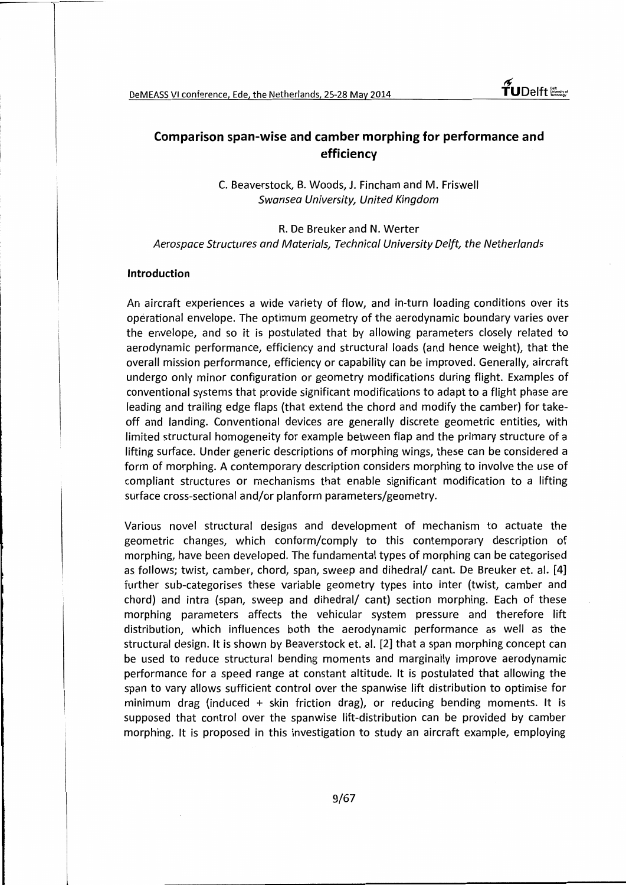# Comparison span-wise and camber morphing for performance and efficiency

C. Beaverstock, B. Woods, J. Fincham and M. Friswell
*Swansea University, United Kingdom*

R. De Breuker and N. Werter
*Aerospace Structures and Materials, Technical University Delft, the Netherlands*

### Introduction

An aircraft experiences a wide variety of flow, and in-turn loading conditions over its operational envelope. The optimum geometry of the aerodynamic boundary varies over the envelope, and so it is postulated that by allowing parameters closely related to aerodynamic performance, efficiency and structural loads (and hence weight), that the overall mission performance, efficiency or capability can be improved. Generally, aircraft undergo only minor configuration or geometry modifications during flight. Examples of conventional systems that provide significant modifications to adapt to a flight phase are leading and trailing edge flaps (that extend the chord and modify the camber) for take-off and landing. Conventional devices are generally discrete geometric entities, with limited structural homogeneity for example between flap and the primary structure of a lifting surface. Under generic descriptions of morphing wings, these can be considered a form of morphing. A contemporary description considers morphing to involve the use of compliant structures or mechanisms that enable significant modification to a lifting surface cross-sectional and/or planform parameters/geometry.

Various novel structural designs and development of mechanism to actuate the geometric changes, which conform/comply to this contemporary description of morphing, have been developed. The fundamental types of morphing can be categorised as follows; twist, camber, chord, span, sweep and dihedral/ cant. De Breuker et. al. [4] further sub-categorises these variable geometry types into inter (twist, camber and chord) and intra (span, sweep and dihedral/ cant) section morphing. Each of these morphing parameters affects the vehicular system pressure and therefore lift distribution, which influences both the aerodynamic performance as well as the structural design. It is shown by Beaverstock et. al. [2] that a span morphing concept can be used to reduce structural bending moments and marginally improve aerodynamic performance for a speed range at constant altitude. It is postulated that allowing the span to vary allows sufficient control over the spanwise lift distribution to optimise for minimum drag (induced + skin friction drag), or reducing bending moments. It is supposed that control over the spanwise lift-distribution can be provided by camber morphing. It is proposed in this investigation to study an aircraft example, employing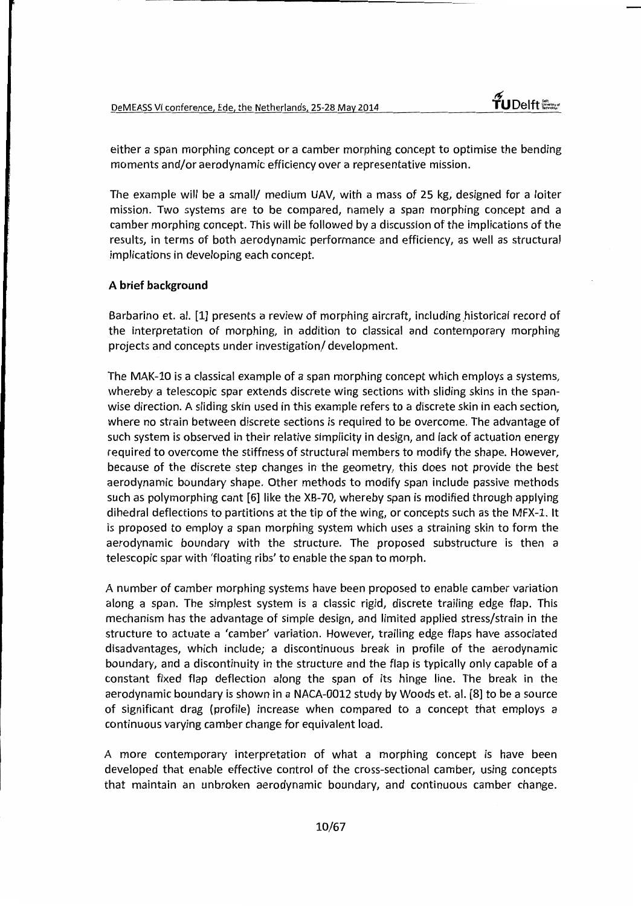either a span morphing concept or a camber morphing concept to optimise the bending moments and/or aerodynamic efficiency over a representative mission.

The example will be a small/ medium UAV, with a mass of 25 kg, designed for a loiter mission. Two systems are to be compared, namely a span morphing concept and a camber morphing concept. This will be followed by a discussion of the implications of the results, in terms of both aerodynamic performance and efficiency, as well as structural implications in developing each concept.

**A brief background**

Barbarino et. al. [1] presents a review of morphing aircraft, including historical record of the interpretation of morphing, in addition to classical and contemporary morphing projects and concepts under investigation/ development.

The MAK-10 is a classical example of a span morphing concept which employs a systems, whereby a telescopic spar extends discrete wing sections with sliding skins in the span-wise direction. A sliding skin used in this example refers to a discrete skin in each section, where no strain between discrete sections is required to be overcome. The advantage of such system is observed in their relative simplicity in design, and lack of actuation energy required to overcome the stiffness of structural members to modify the shape. However, because of the discrete step changes in the geometry, this does not provide the best aerodynamic boundary shape. Other methods to modify span include passive methods such as polymorphing cant [6] like the XB-70, whereby span is modified through applying dihedral deflections to partitions at the tip of the wing, or concepts such as the MFX-1. It is proposed to employ a span morphing system which uses a straining skin to form the aerodynamic boundary with the structure. The proposed substructure is then a telescopic spar with 'floating ribs' to enable the span to morph.

A number of camber morphing systems have been proposed to enable camber variation along a span. The simplest system is a classic rigid, discrete trailing edge flap. This mechanism has the advantage of simple design, and limited applied stress/strain in the structure to actuate a 'camber' variation. However, trailing edge flaps have associated disadvantages, which include; a discontinuous break in profile of the aerodynamic boundary, and a discontinuity in the structure and the flap is typically only capable of a constant fixed flap deflection along the span of its hinge line. The break in the aerodynamic boundary is shown in a NACA-0012 study by Woods et. al. [8] to be a source of significant drag (profile) increase when compared to a concept that employs a continuous varying camber change for equivalent load.

A more contemporary interpretation of what a morphing concept is have been developed that enable effective control of the cross-sectional camber, using concepts that maintain an unbroken aerodynamic boundary, and continuous camber change.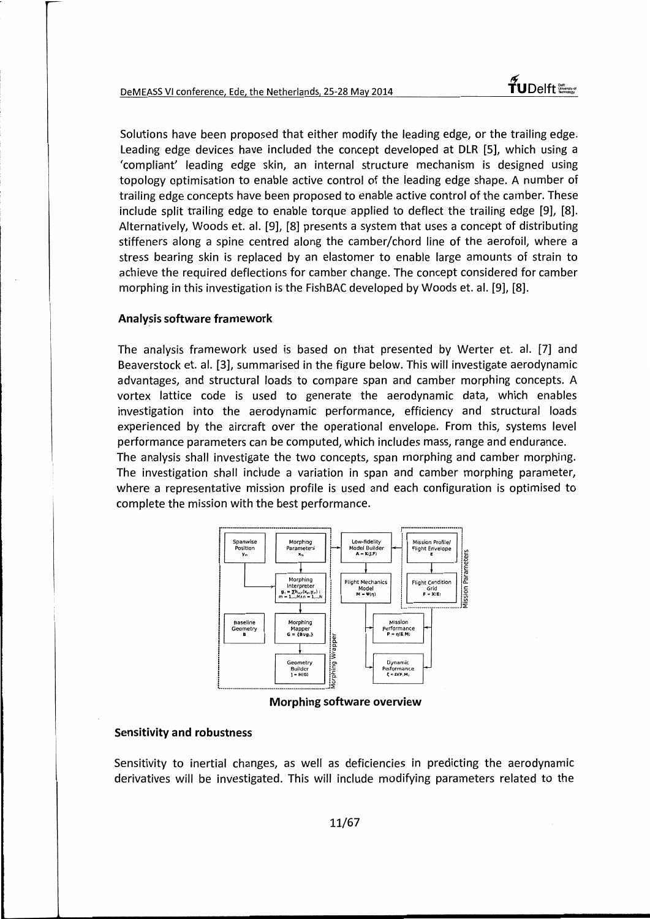Solutions have been proposed that either modify the leading edge, or the trailing edge. Leading edge devices have included the concept developed at DLR [5], which using a 'compliant' leading edge skin, an internal structure mechanism is designed using topology optimisation to enable active control of the leading edge shape. A number of trailing edge concepts have been proposed to enable active control of the camber. These include split trailing edge to enable torque applied to deflect the trailing edge [9], [8]. Alternatively, Woods et. al. [9], [8] presents a system that uses a concept of distributing stiffeners along a spine centred along the camber/chord line of the aerofoil, where a stress bearing skin is replaced by an elastomer to enable large amounts of strain to achieve the required deflections for camber change. The concept considered for camber morphing in this investigation is the FishBAC developed by Woods et. al. [9], [8].

### Analysis software framework

The analysis framework used is based on that presented by Werter et. al. [7] and Beaverstock et. al. [3], summarised in the figure below. This will investigate aerodynamic advantages, and structural loads to compare span and camber morphing concepts. A vortex lattice code is used to generate the aerodynamic data, which enables investigation into the aerodynamic performance, efficiency and structural loads experienced by the aircraft over the operational envelope. From this, systems level performance parameters can be computed, which includes mass, range and endurance.
The analysis shall investigate the two concepts, span morphing and camber morphing. The investigation shall include a variation in span and camber morphing parameter, where a representative mission profile is used and each configuration is optimised to complete the mission with the best performance.

Spanwise Position $y_n$

Morphing Parameters $x_m$

Low-fidelity Model Builder $A = K(J,F)$

Mission Profile/ Flight Envelope $E$

Morphing Interpreter $g_n = \sum h_{m,n}(x_m, y_n)$ : $m = 1 \ldots M \wedge n = 1 \ldots N$

Flight Mechanics Model $M = \Psi(n)$

Flight Condition Grid $F = X(E)$

Baseline Geometry $B$

Morphing Mapper $G = \{B \cup g_n\}$

Mission Performance $P = \eta(E,M)$

Geometry Builder $J = H(G)$

Dynamic Performance $\zeta = D(F,M)$

Morphing Wrapper

Mission Parameters

**Morphing software overview**

### Sensitivity and robustness

Sensitivity to inertial changes, as well as deficiencies in predicting the aerodynamic derivatives will be investigated. This will include modifying parameters related to the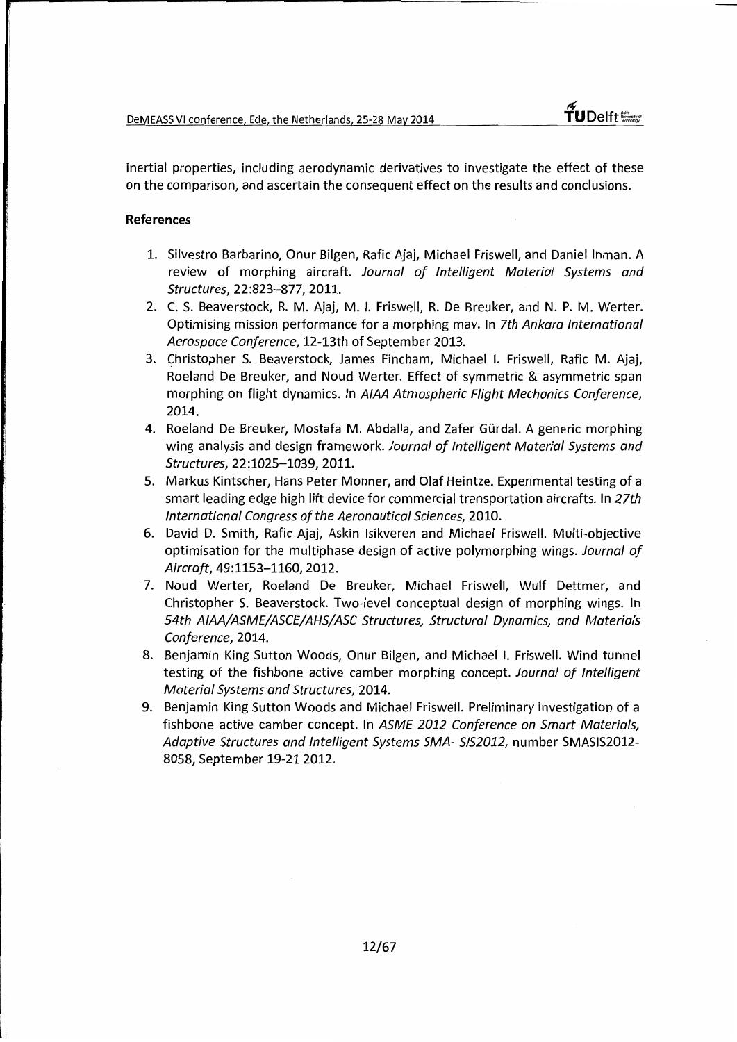inertial properties, including aerodynamic derivatives to investigate the effect of these on the comparison, and ascertain the consequent effect on the results and conclusions.

### References

1. Silvestro Barbarino, Onur Bilgen, Rafic Ajaj, Michael Friswell, and Daniel Inman. A review of morphing aircraft. *Journal of Intelligent Material Systems and Structures*, 22:823–877, 2011.
2. C. S. Beaverstock, R. M. Ajaj, M. I. Friswell, R. De Breuker, and N. P. M. Werter. Optimising mission performance for a morphing mav. In *7th Ankara International Aerospace Conference*, 12-13th of September 2013.
3. Christopher S. Beaverstock, James Fincham, Michael I. Friswell, Rafic M. Ajaj, Roeland De Breuker, and Noud Werter. Effect of symmetric & asymmetric span morphing on flight dynamics. In *AIAA Atmospheric Flight Mechanics Conference*, 2014.
4. Roeland De Breuker, Mostafa M. Abdalla, and Zafer Gürdal. A generic morphing wing analysis and design framework. *Journal of Intelligent Material Systems and Structures*, 22:1025–1039, 2011.
5. Markus Kintscher, Hans Peter Monner, and Olaf Heintze. Experimental testing of a smart leading edge high lift device for commercial transportation aircrafts. In *27th International Congress of the Aeronautical Sciences*, 2010.
6. David D. Smith, Rafic Ajaj, Askin Isikveren and Michael Friswell. Multi-objective optimisation for the multiphase design of active polymorphing wings. *Journal of Aircraft*, 49:1153–1160, 2012.
7. Noud Werter, Roeland De Breuker, Michael Friswell, Wulf Dettmer, and Christopher S. Beaverstock. Two-level conceptual design of morphing wings. In *54th AIAA/ASME/ASCE/AHS/ASC Structures, Structural Dynamics, and Materials Conference*, 2014.
8. Benjamin King Sutton Woods, Onur Bilgen, and Michael I. Friswell. Wind tunnel testing of the fishbone active camber morphing concept. *Journal of Intelligent Material Systems and Structures*, 2014.
9. Benjamin King Sutton Woods and Michael Friswell. Preliminary investigation of a fishbone active camber concept. In *ASME 2012 Conference on Smart Materials, Adaptive Structures and Intelligent Systems SMA- SIS2012*, number SMASIS2012-8058, September 19-21 2012.